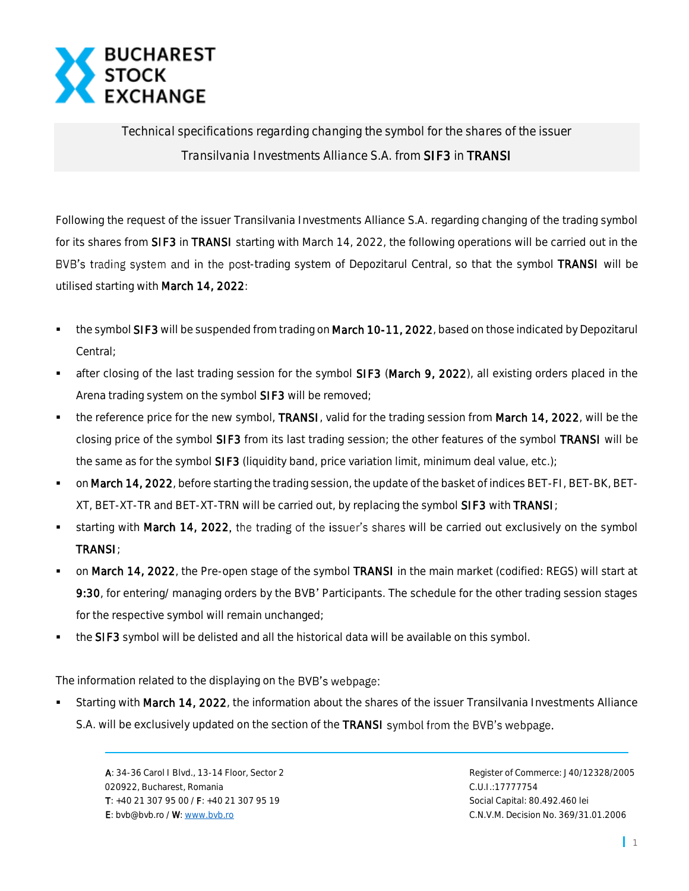# BUCHAREST STOCK EXCHANGE

*Technical specifications regarding changing the symbol for the shares of the issuer Transilvania Investments Alliance S.A. from* **SIF3** *in* **TRANSI**

Following the request of the issuer Transilvania Investments Alliance S.A. regarding changing of the trading symbol for its shares from **SIF3** in **TRANSI** starting with March 14, 2022, the following operations will be carried out in the BVB's trading system and in the post-trading system of Depozitarul Central, so that the symbol **TRANSI** will be utilised starting with **March 14, 2022**:

- the symbol **SIF3** will be suspended from trading on **March 10-11, 2022**, based on those indicated by Depozitarul Central;
- after closing of the last trading session for the symbol **SIF3** (**March 9, 2022**), all existing orders placed in the Arena trading system on the symbol **SIF3** will be removed;
- the reference price for the new symbol, **TRANSI**, valid for the trading session from **March 14, 2022**, will be the closing price of the symbol **SIF3** from its last trading session; the other features of the symbol **TRANSI** will be the same as for the symbol **SIF3** (liquidity band, price variation limit, minimum deal value, etc.);
- on **March 14, 2022**, before starting the trading session, the update of the basket of indices BET-FI, BET-BK, BET-XT, BET-XT-TR and BET-XT-TRN will be carried out, by replacing the symbol **SIF3** with **TRANSI**;
- starting with **March 14, 2022**, the trading of the issuer's shares will be carried out exclusively on the symbol **TRANSI**;
- on **March 14, 2022**, the Pre-open stage of the symbol **TRANSI** in the main market (codified: REGS) will start at **9:30**, for entering/ managing orders by the BVB' Participants. The schedule for the other trading session stages for the respective symbol will remain unchanged;
- the **SIF3** symbol will be delisted and all the historical data will be available on this symbol.

The information related to the displaying on the BVB's webpage:

- Starting with **March 14, 2022**, the information about the shares of the issuer Transilvania Investments Alliance S.A. will be exclusively updated on the section of the **TRANSI** symbol from the BVB's webpage.

**A**: 34-36 Carol I Blvd., 13-14 Floor, Sector 2
020922, Bucharest, Romania
**T**: +40 21 307 95 00 / **F**: +40 21 307 95 19
**E**: bvb@bvb.ro / **W**: www.bvb.ro

Register of Commerce: J40/12328/2005
C.U.I.:17777754
Social Capital: 80.492.460 lei
C.N.V.M. Decision No. 369/31.01.2006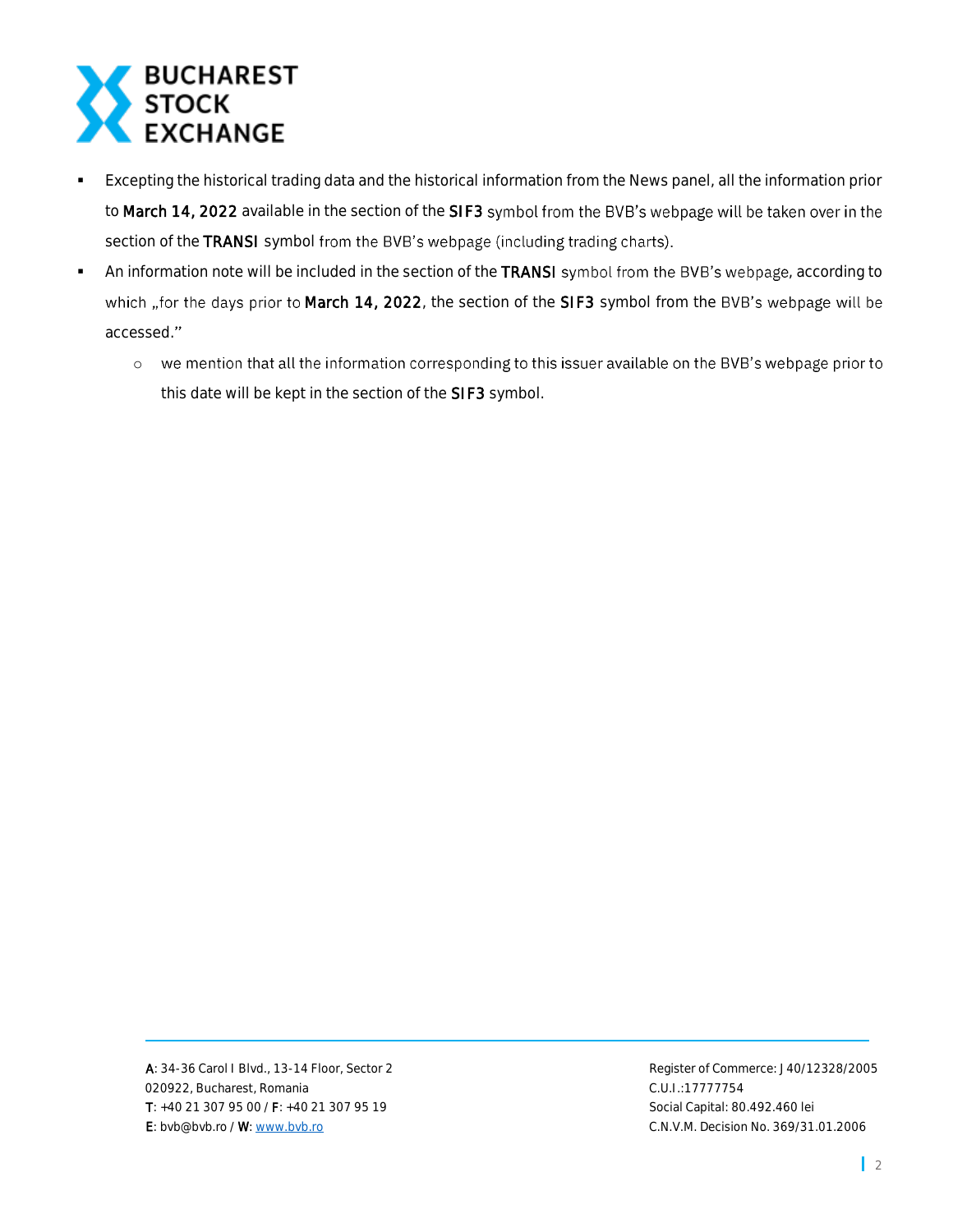- Excepting the historical trading data and the historical information from the News panel, all the information prior to **March 14, 2022** available in the section of the **SIF3** symbol from the BVB's webpage will be taken over in the section of the **TRANSI** symbol from the BVB's webpage (including trading charts).
- An information note will be included in the section of the **TRANSI** symbol from the BVB's webpage, according to which „for the days prior to **March 14, 2022**, the section of the **SIF3** symbol from the BVB's webpage will be accessed."
  - we mention that all the information corresponding to this issuer available on the BVB's webpage prior to this date will be kept in the section of the **SIF3** symbol.